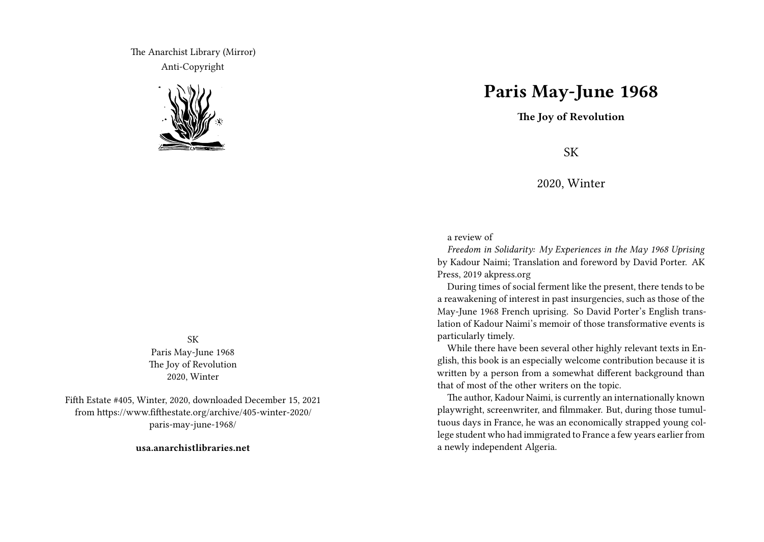The Anarchist Library (Mirror)
Anti-Copyright

SK
Paris May-June 1968
The Joy of Revolution
2020, Winter

Fifth Estate #405, Winter, 2020, downloaded December 15, 2021 from https://www.fifthestate.org/archive/405-winter-2020/paris-may-june-1968/

**usa.anarchistlibraries.net**

# Paris May-June 1968

**The Joy of Revolution**

SK

2020, Winter

a review of

*Freedom in Solidarity: My Experiences in the May 1968 Uprising* by Kadour Naimi; Translation and foreword by David Porter. AK Press, 2019 akpress.org

During times of social ferment like the present, there tends to be a reawakening of interest in past insurgencies, such as those of the May-June 1968 French uprising. So David Porter's English translation of Kadour Naimi's memoir of those transformative events is particularly timely.

While there have been several other highly relevant texts in English, this book is an especially welcome contribution because it is written by a person from a somewhat different background than that of most of the other writers on the topic.

The author, Kadour Naimi, is currently an internationally known playwright, screenwriter, and filmmaker. But, during those tumultuous days in France, he was an economically strapped young college student who had immigrated to France a few years earlier from a newly independent Algeria.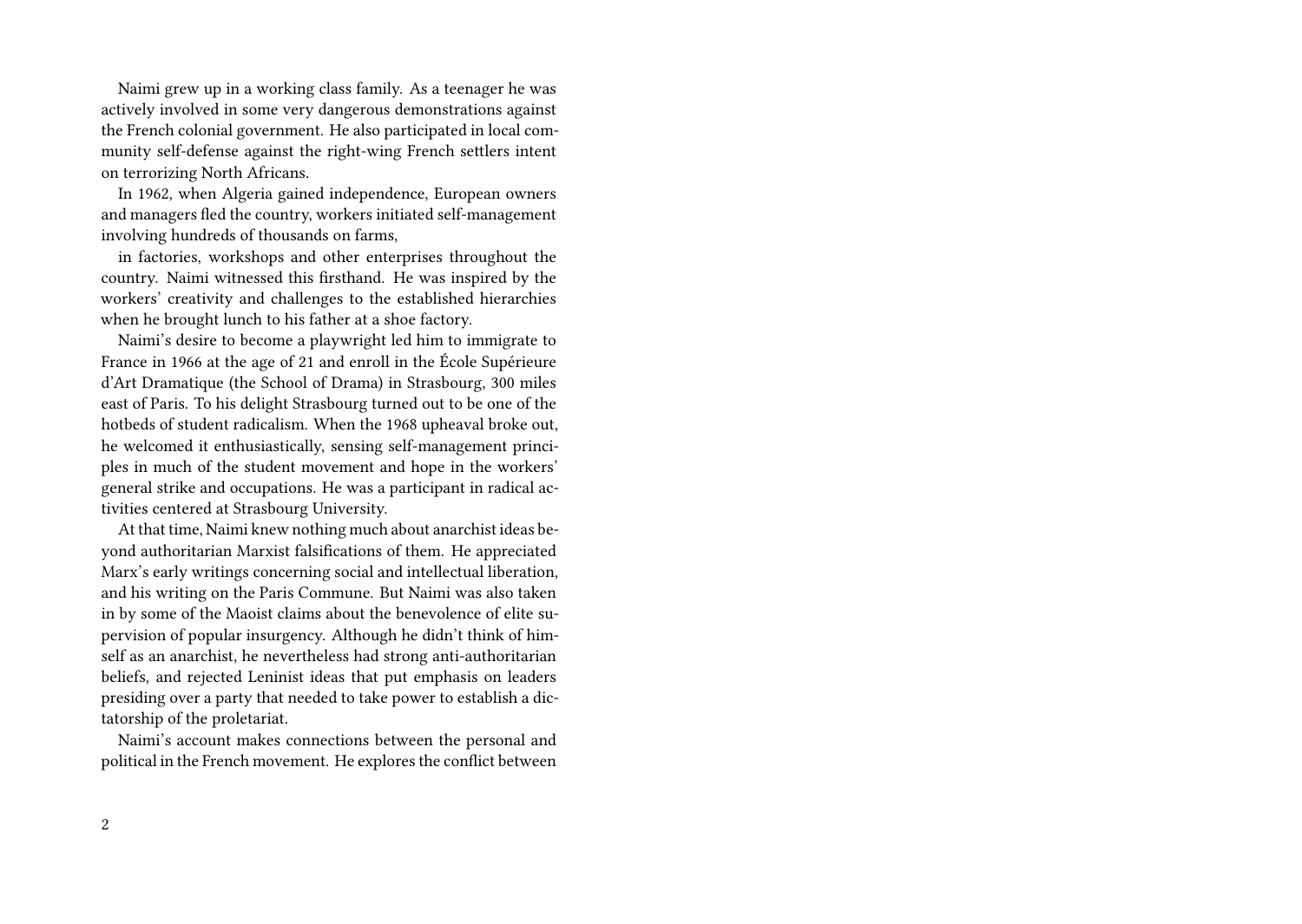Naimi grew up in a working class family. As a teenager he was actively involved in some very dangerous demonstrations against the French colonial government. He also participated in local community self-defense against the right-wing French settlers intent on terrorizing North Africans.

In 1962, when Algeria gained independence, European owners and managers fled the country, workers initiated self-management involving hundreds of thousands on farms,

in factories, workshops and other enterprises throughout the country. Naimi witnessed this firsthand. He was inspired by the workers' creativity and challenges to the established hierarchies when he brought lunch to his father at a shoe factory.

Naimi's desire to become a playwright led him to immigrate to France in 1966 at the age of 21 and enroll in the École Supérieure d'Art Dramatique (the School of Drama) in Strasbourg, 300 miles east of Paris. To his delight Strasbourg turned out to be one of the hotbeds of student radicalism. When the 1968 upheaval broke out, he welcomed it enthusiastically, sensing self-management principles in much of the student movement and hope in the workers' general strike and occupations. He was a participant in radical activities centered at Strasbourg University.

At that time, Naimi knew nothing much about anarchist ideas beyond authoritarian Marxist falsifications of them. He appreciated Marx's early writings concerning social and intellectual liberation, and his writing on the Paris Commune. But Naimi was also taken in by some of the Maoist claims about the benevolence of elite supervision of popular insurgency. Although he didn't think of himself as an anarchist, he nevertheless had strong anti-authoritarian beliefs, and rejected Leninist ideas that put emphasis on leaders presiding over a party that needed to take power to establish a dictatorship of the proletariat.

Naimi's account makes connections between the personal and political in the French movement. He explores the conflict between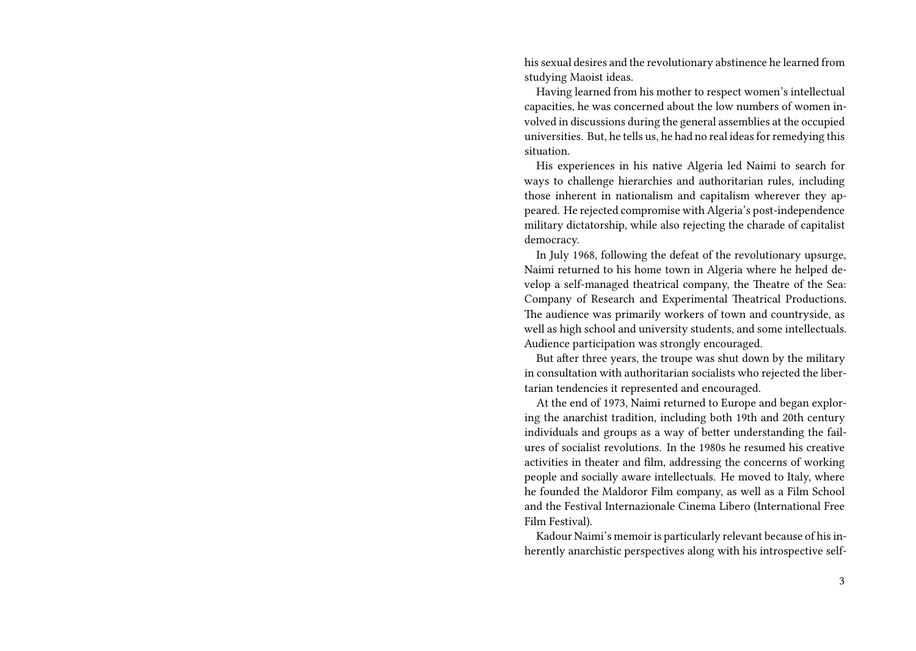his sexual desires and the revolutionary abstinence he learned from studying Maoist ideas.

Having learned from his mother to respect women's intellectual capacities, he was concerned about the low numbers of women involved in discussions during the general assemblies at the occupied universities. But, he tells us, he had no real ideas for remedying this situation.

His experiences in his native Algeria led Naimi to search for ways to challenge hierarchies and authoritarian rules, including those inherent in nationalism and capitalism wherever they appeared. He rejected compromise with Algeria's post-independence military dictatorship, while also rejecting the charade of capitalist democracy.

In July 1968, following the defeat of the revolutionary upsurge, Naimi returned to his home town in Algeria where he helped develop a self-managed theatrical company, the Theatre of the Sea: Company of Research and Experimental Theatrical Productions. The audience was primarily workers of town and countryside, as well as high school and university students, and some intellectuals. Audience participation was strongly encouraged.

But after three years, the troupe was shut down by the military in consultation with authoritarian socialists who rejected the libertarian tendencies it represented and encouraged.

At the end of 1973, Naimi returned to Europe and began exploring the anarchist tradition, including both 19th and 20th century individuals and groups as a way of better understanding the failures of socialist revolutions. In the 1980s he resumed his creative activities in theater and film, addressing the concerns of working people and socially aware intellectuals. He moved to Italy, where he founded the Maldoror Film company, as well as a Film School and the Festival Internazionale Cinema Libero (International Free Film Festival).

Kadour Naimi's memoir is particularly relevant because of his inherently anarchistic perspectives along with his introspective self-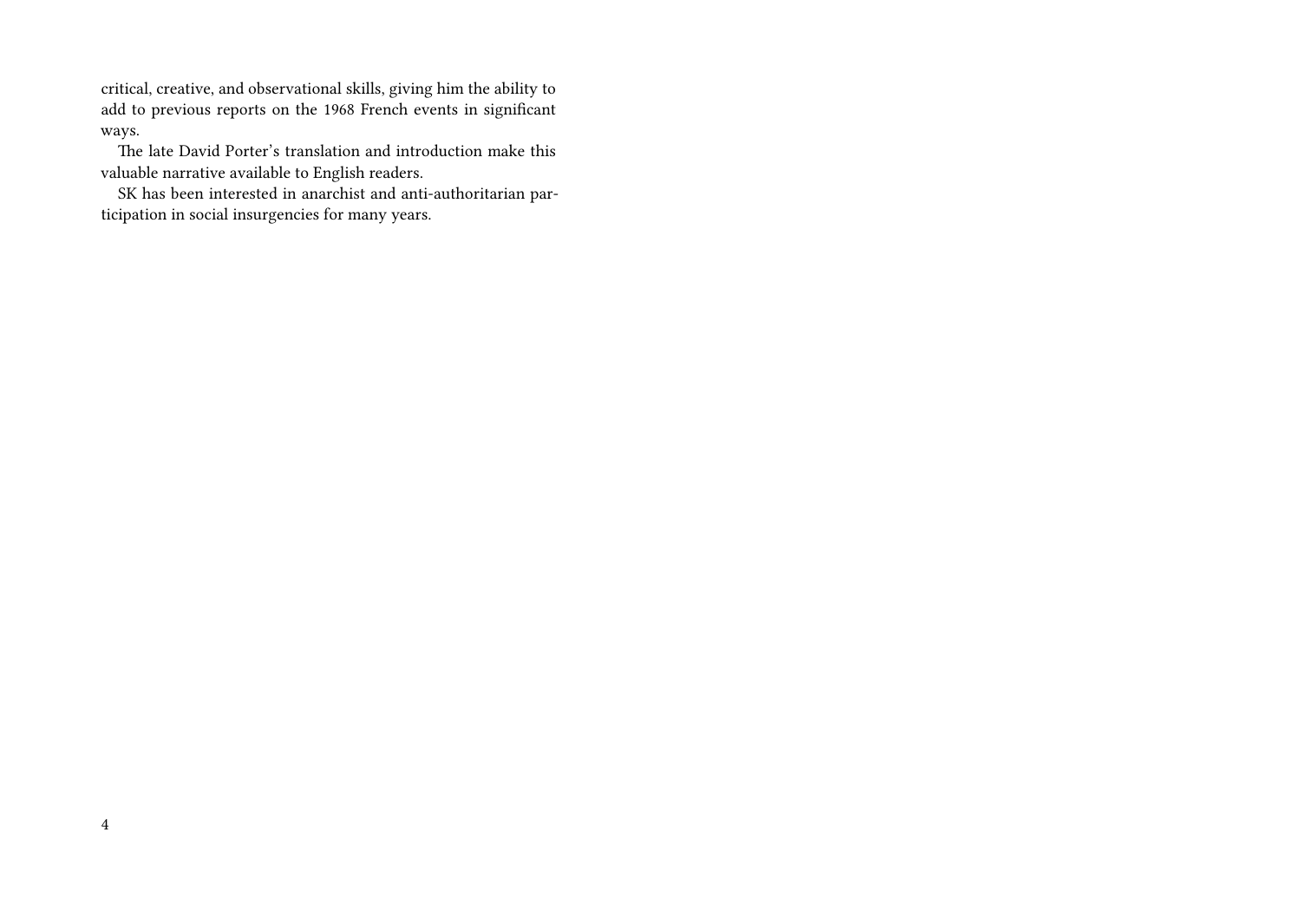critical, creative, and observational skills, giving him the ability to add to previous reports on the 1968 French events in significant ways.

The late David Porter's translation and introduction make this valuable narrative available to English readers.

SK has been interested in anarchist and anti-authoritarian participation in social insurgencies for many years.